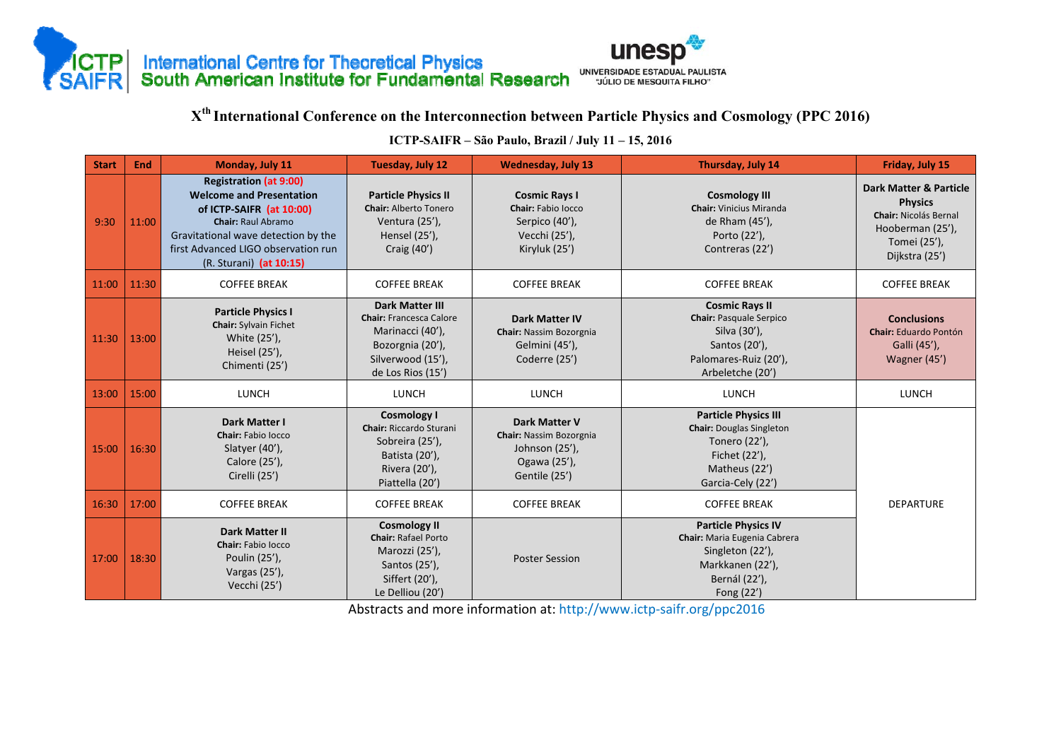ICTP SAIFR International Centre for Theoretical Physics South American Institute for Fundamental Research

unesp UNIVERSIDADE ESTADUAL PAULISTA "JÚLIO DE MESQUITA FILHO"

# X^th International Conference on the Interconnection between Particle Physics and Cosmology (PPC 2016)

## ICTP-SAIFR – São Paulo, Brazil / July 11 – 15, 2016

| Start | End | Monday, July 11 | Tuesday, July 12 | Wednesday, July 13 | Thursday, July 14 | Friday, July 15 |
|---|---|---|---|---|---|---|
| 9:30 | 11:00 | **Registration** (at 9:00) **Welcome and Presentation of ICTP-SAIFR** (at 10:00) **Chair:** Raul Abramo Gravitational wave detection by the first Advanced LIGO observation run (R. Sturani) (at 10:15) | **Particle Physics II** **Chair:** Alberto Tonero Ventura (25'), Hensel (25'), Craig (40') | **Cosmic Rays I** **Chair:** Fabio Iocco Serpico (40'), Vecchi (25'), Kiryluk (25') | **Cosmology III** **Chair:** Vinicius Miranda de Rham (45'), Porto (22'), Contreras (22') | **Dark Matter & Particle Physics** **Chair:** Nicolás Bernal Hooberman (25'), Tomei (25'), Dijkstra (25') |
| 11:00 | 11:30 | COFFEE BREAK | COFFEE BREAK | COFFEE BREAK | COFFEE BREAK | COFFEE BREAK |
| 11:30 | 13:00 | **Particle Physics I** **Chair:** Sylvain Fichet White (25'), Heisel (25'), Chimenti (25') | **Dark Matter III** **Chair:** Francesca Calore Marinacci (40'), Bozorgnia (20'), Silverwood (15'), de Los Rios (15') | **Dark Matter IV** **Chair:** Nassim Bozorgnia Gelmini (45'), Coderre (25') | **Cosmic Rays II** **Chair:** Pasquale Serpico Silva (30'), Santos (20'), Palomares-Ruiz (20'), Arbeletche (20') | **Conclusions** **Chair:** Eduardo Pontón Galli (45'), Wagner (45') |
| 13:00 | 15:00 | LUNCH | LUNCH | LUNCH | LUNCH | LUNCH |
| 15:00 | 16:30 | **Dark Matter I** **Chair:** Fabio Iocco Slatyer (40'), Calore (25'), Cirelli (25') | **Cosmology I** **Chair:** Riccardo Sturani Sobreira (25'), Batista (20'), Rivera (20'), Piattella (20') | **Dark Matter V** **Chair:** Nassim Bozorgnia Johnson (25'), Ogawa (25'), Gentile (25') | **Particle Physics III** **Chair:** Douglas Singleton Tonero (22'), Fichet (22'), Matheus (22') Garcia-Cely (22') | DEPARTURE |
| 16:30 | 17:00 | COFFEE BREAK | COFFEE BREAK | COFFEE BREAK | COFFEE BREAK | |
| 17:00 | 18:30 | **Dark Matter II** **Chair:** Fabio Iocco Poulin (25'), Vargas (25'), Vecchi (25') | **Cosmology II** **Chair:** Rafael Porto Marozzi (25'), Santos (25'), Siffert (20'), Le Delliou (20') | Poster Session | **Particle Physics IV** **Chair:** Maria Eugenia Cabrera Singleton (22'), Markkanen (22'), Bernál (22'), Fong (22') | |

Abstracts and more information at: http://www.ictp-saifr.org/ppc2016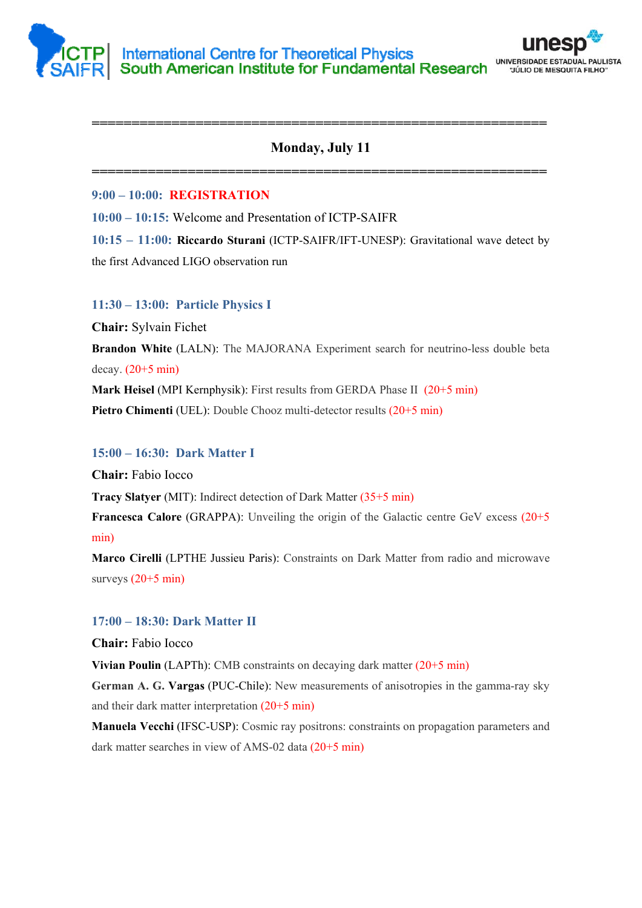## Monday, July 11

**9:00 – 10:00: REGISTRATION**

**10:00 – 10:15:** Welcome and Presentation of ICTP-SAIFR

**10:15 – 11:00:** **Riccardo Sturani** (ICTP-SAIFR/IFT-UNESP): Gravitational wave detect by the first Advanced LIGO observation run

### 11:30 – 13:00: Particle Physics I

**Chair:** Sylvain Fichet

**Brandon White** (LALN): The MAJORANA Experiment search for neutrino-less double beta decay. (20+5 min)

**Mark Heisel** (MPI Kernphysik): First results from GERDA Phase II (20+5 min)

**Pietro Chimenti** (UEL): Double Chooz multi-detector results (20+5 min)

### 15:00 – 16:30: Dark Matter I

**Chair:** Fabio Iocco

**Tracy Slatyer** (MIT): Indirect detection of Dark Matter (35+5 min)

**Francesca Calore** (GRAPPA): Unveiling the origin of the Galactic centre GeV excess (20+5 min)

**Marco Cirelli** (LPTHE Jussieu Paris): Constraints on Dark Matter from radio and microwave surveys (20+5 min)

### 17:00 – 18:30: Dark Matter II

**Chair:** Fabio Iocco

**Vivian Poulin** (LAPTh): CMB constraints on decaying dark matter (20+5 min)

**German A. G. Vargas** (PUC-Chile): New measurements of anisotropies in the gamma-ray sky and their dark matter interpretation (20+5 min)

**Manuela Vecchi** (IFSC-USP): Cosmic ray positrons: constraints on propagation parameters and dark matter searches in view of AMS-02 data (20+5 min)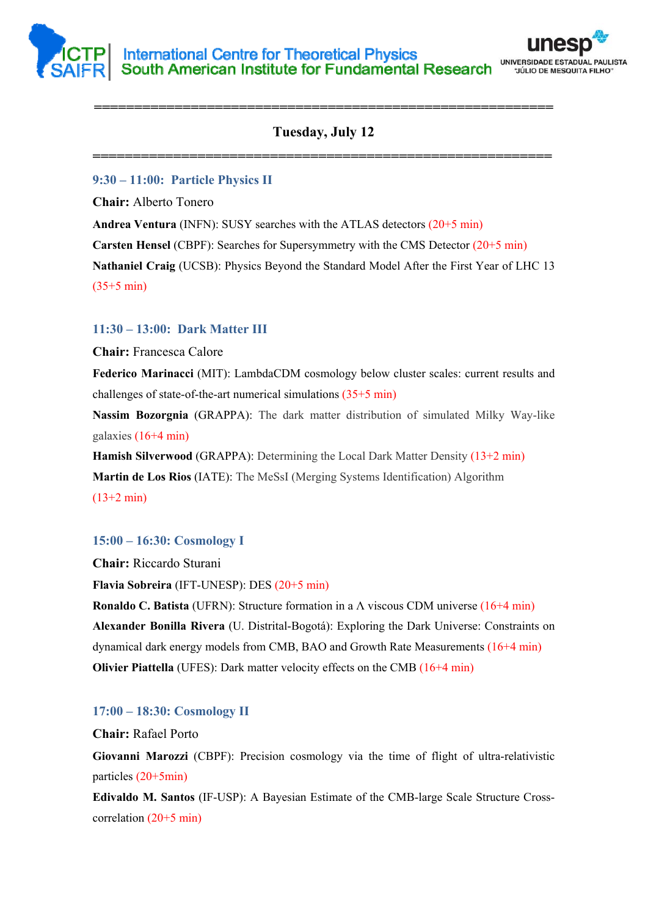## Tuesday, July 12

### 9:30 – 11:00: Particle Physics II

**Chair:** Alberto Tonero

**Andrea Ventura** (INFN): SUSY searches with the ATLAS detectors (20+5 min)

**Carsten Hensel** (CBPF): Searches for Supersymmetry with the CMS Detector (20+5 min)

**Nathaniel Craig** (UCSB): Physics Beyond the Standard Model After the First Year of LHC 13 (35+5 min)

### 11:30 – 13:00: Dark Matter III

**Chair:** Francesca Calore

**Federico Marinacci** (MIT): LambdaCDM cosmology below cluster scales: current results and challenges of state-of-the-art numerical simulations (35+5 min)

**Nassim Bozorgnia** (GRAPPA): The dark matter distribution of simulated Milky Way-like galaxies (16+4 min)

**Hamish Silverwood** (GRAPPA): Determining the Local Dark Matter Density (13+2 min)

**Martin de Los Rios** (IATE): The MeSsI (Merging Systems Identification) Algorithm (13+2 min)

### 15:00 – 16:30: Cosmology I

**Chair:** Riccardo Sturani

**Flavia Sobreira** (IFT-UNESP): DES (20+5 min)

**Ronaldo C. Batista** (UFRN): Structure formation in a Λ viscous CDM universe (16+4 min)

**Alexander Bonilla Rivera** (U. Distrital-Bogotá): Exploring the Dark Universe: Constraints on dynamical dark energy models from CMB, BAO and Growth Rate Measurements (16+4 min)

**Olivier Piattella** (UFES): Dark matter velocity effects on the CMB (16+4 min)

### 17:00 – 18:30: Cosmology II

**Chair:** Rafael Porto

**Giovanni Marozzi** (CBPF): Precision cosmology via the time of flight of ultra-relativistic particles (20+5min)

**Edivaldo M. Santos** (IF-USP): A Bayesian Estimate of the CMB-large Scale Structure Cross-correlation (20+5 min)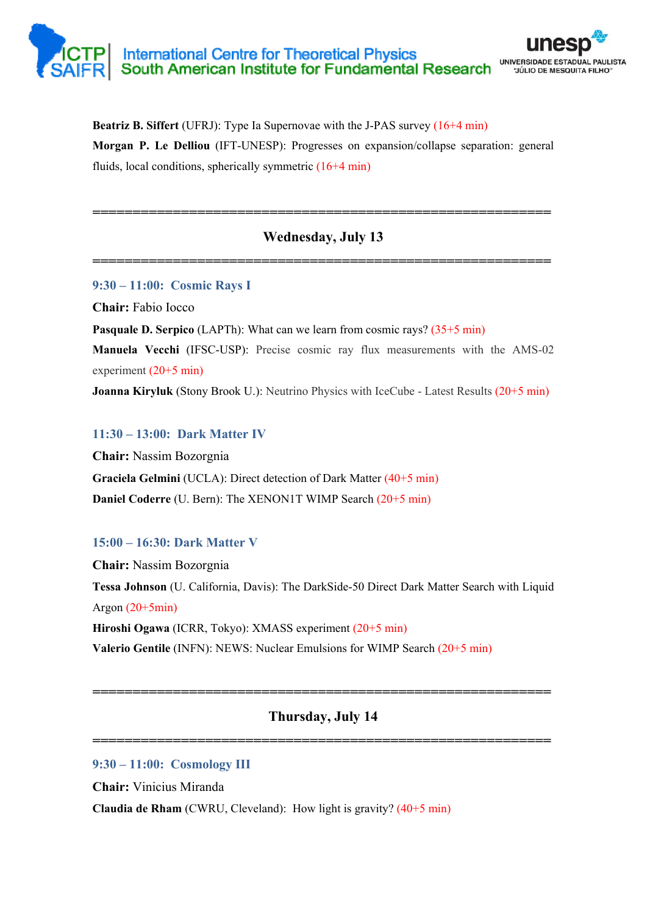**Beatriz B. Siffert** (UFRJ): Type Ia Supernovae with the J-PAS survey (16+4 min)

**Morgan P. Le Delliou** (IFT-UNESP): Progresses on expansion/collapse separation: general fluids, local conditions, spherically symmetric (16+4 min)

---

## Wednesday, July 13

---

### 9:30 – 11:00: Cosmic Rays I

**Chair:** Fabio Iocco

**Pasquale D. Serpico** (LAPTh): What can we learn from cosmic rays? (35+5 min)

**Manuela Vecchi** (IFSC-USP): Precise cosmic ray flux measurements with the AMS-02 experiment (20+5 min)

**Joanna Kiryluk** (Stony Brook U.): Neutrino Physics with IceCube - Latest Results (20+5 min)

### 11:30 – 13:00: Dark Matter IV

**Chair:** Nassim Bozorgnia

**Graciela Gelmini** (UCLA): Direct detection of Dark Matter (40+5 min)

**Daniel Coderre** (U. Bern): The XENON1T WIMP Search (20+5 min)

### 15:00 – 16:30: Dark Matter V

**Chair:** Nassim Bozorgnia

**Tessa Johnson** (U. California, Davis): The DarkSide-50 Direct Dark Matter Search with Liquid Argon (20+5min)

**Hiroshi Ogawa** (ICRR, Tokyo): XMASS experiment (20+5 min)

**Valerio Gentile** (INFN): NEWS: Nuclear Emulsions for WIMP Search (20+5 min)

---

## Thursday, July 14

---

### 9:30 – 11:00: Cosmology III

**Chair:** Vinicius Miranda

**Claudia de Rham** (CWRU, Cleveland): How light is gravity? (40+5 min)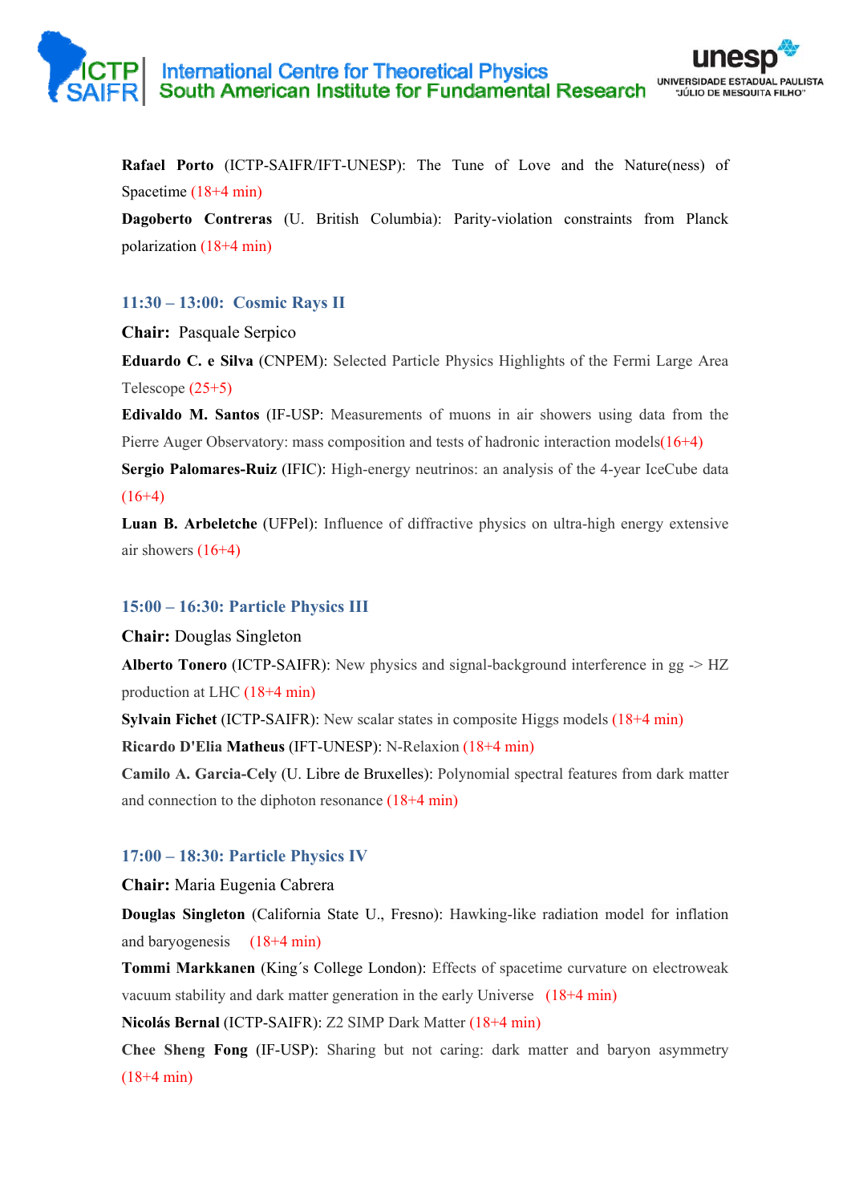**Rafael Porto** (ICTP-SAIFR/IFT-UNESP): The Tune of Love and the Nature(ness) of Spacetime (18+4 min)

**Dagoberto Contreras** (U. British Columbia): Parity-violation constraints from Planck polarization (18+4 min)

### 11:30 – 13:00: Cosmic Rays II

**Chair:** Pasquale Serpico

**Eduardo C. e Silva** (CNPEM): Selected Particle Physics Highlights of the Fermi Large Area Telescope (25+5)

**Edivaldo M. Santos** (IF-USP: Measurements of muons in air showers using data from the Pierre Auger Observatory: mass composition and tests of hadronic interaction models(16+4)

**Sergio Palomares-Ruiz** (IFIC): High-energy neutrinos: an analysis of the 4-year IceCube data (16+4)

**Luan B. Arbeletche** (UFPel): Influence of diffractive physics on ultra-high energy extensive air showers (16+4)

### 15:00 – 16:30: Particle Physics III

**Chair:** Douglas Singleton

**Alberto Tonero** (ICTP-SAIFR): New physics and signal-background interference in gg -> HZ production at LHC (18+4 min)

**Sylvain Fichet** (ICTP-SAIFR): New scalar states in composite Higgs models (18+4 min)

**Ricardo D'Elia Matheus** (IFT-UNESP): N-Relaxion (18+4 min)

**Camilo A. Garcia-Cely** (U. Libre de Bruxelles): Polynomial spectral features from dark matter and connection to the diphoton resonance (18+4 min)

### 17:00 – 18:30: Particle Physics IV

**Chair:** Maria Eugenia Cabrera

**Douglas Singleton** (California State U., Fresno): Hawking-like radiation model for inflation and baryogenesis (18+4 min)

**Tommi Markkanen** (King´s College London): Effects of spacetime curvature on electroweak vacuum stability and dark matter generation in the early Universe (18+4 min)

**Nicolás Bernal** (ICTP-SAIFR): Z2 SIMP Dark Matter (18+4 min)

**Chee Sheng Fong** (IF-USP): Sharing but not caring: dark matter and baryon asymmetry (18+4 min)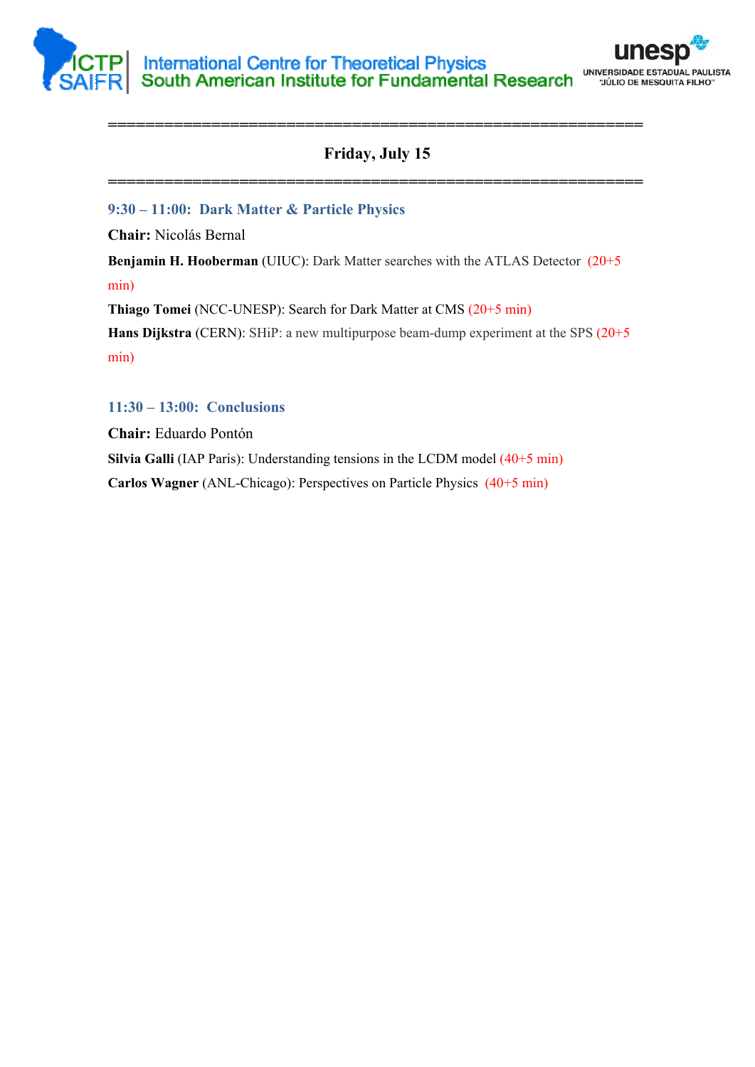## Friday, July 15

### 9:30 – 11:00: Dark Matter & Particle Physics

**Chair:** Nicolás Bernal

**Benjamin H. Hooberman** (UIUC): Dark Matter searches with the ATLAS Detector (20+5 min)

**Thiago Tomei** (NCC-UNESP): Search for Dark Matter at CMS (20+5 min)

**Hans Dijkstra** (CERN): SHiP: a new multipurpose beam-dump experiment at the SPS (20+5 min)

### 11:30 – 13:00: Conclusions

**Chair:** Eduardo Pontón

**Silvia Galli** (IAP Paris): Understanding tensions in the LCDM model (40+5 min)

**Carlos Wagner** (ANL-Chicago): Perspectives on Particle Physics (40+5 min)